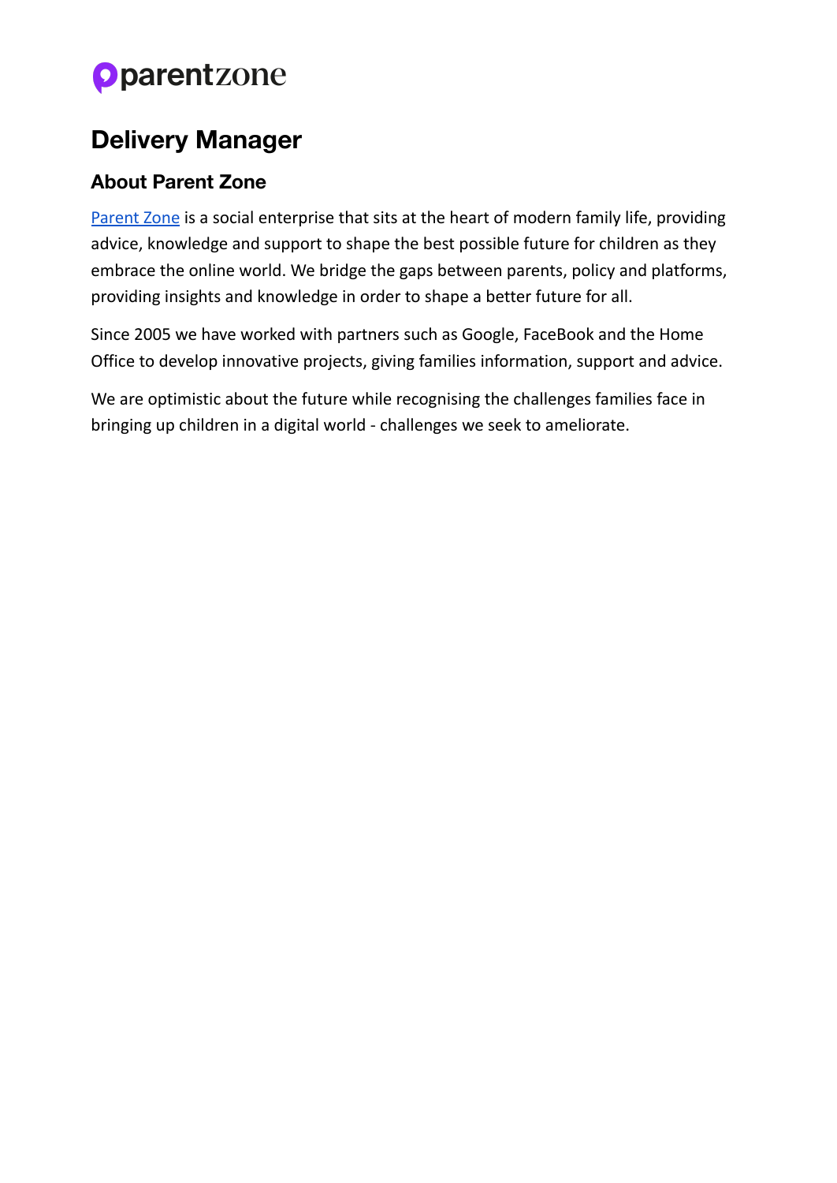parentzone

# Delivery Manager

## About Parent Zone

[Parent Zone] is a social enterprise that sits at the heart of modern family life, providing advice, knowledge and support to shape the best possible future for children as they embrace the online world. We bridge the gaps between parents, policy and platforms, providing insights and knowledge in order to shape a better future for all.

Since 2005 we have worked with partners such as Google, FaceBook and the Home Office to develop innovative projects, giving families information, support and advice.

We are optimistic about the future while recognising the challenges families face in bringing up children in a digital world - challenges we seek to ameliorate.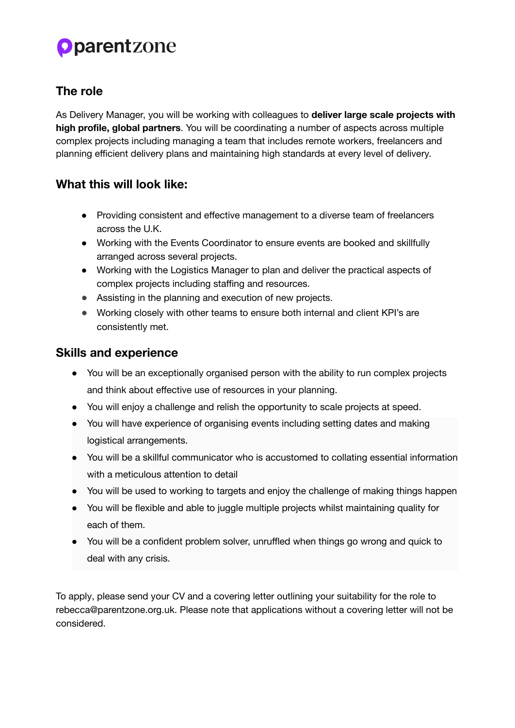parentzone

## The role

As Delivery Manager, you will be working with colleagues to **deliver large scale projects with high profile, global partners**. You will be coordinating a number of aspects across multiple complex projects including managing a team that includes remote workers, freelancers and planning efficient delivery plans and maintaining high standards at every level of delivery.

## What this will look like:

- Providing consistent and effective management to a diverse team of freelancers across the U.K.
- Working with the Events Coordinator to ensure events are booked and skillfully arranged across several projects.
- Working with the Logistics Manager to plan and deliver the practical aspects of complex projects including staffing and resources.
- Assisting in the planning and execution of new projects.
- Working closely with other teams to ensure both internal and client KPI's are consistently met.

## Skills and experience

- You will be an exceptionally organised person with the ability to run complex projects and think about effective use of resources in your planning.
- You will enjoy a challenge and relish the opportunity to scale projects at speed.
- You will have experience of organising events including setting dates and making logistical arrangements.
- You will be a skillful communicator who is accustomed to collating essential information with a meticulous attention to detail
- You will be used to working to targets and enjoy the challenge of making things happen
- You will be flexible and able to juggle multiple projects whilst maintaining quality for each of them.
- You will be a confident problem solver, unruffled when things go wrong and quick to deal with any crisis.

To apply, please send your CV and a covering letter outlining your suitability for the role to rebecca@parentzone.org.uk. Please note that applications without a covering letter will not be considered.